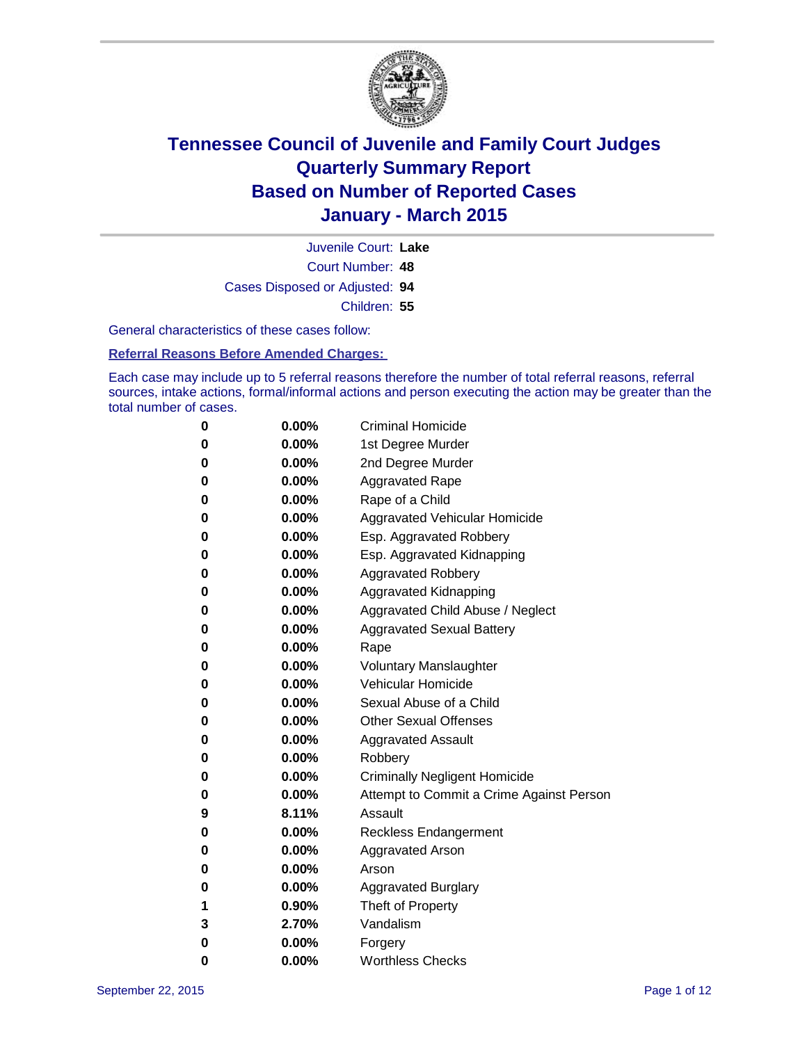# Tennessee Council of Juvenile and Family Court Judges
# Quarterly Summary Report
# Based on Number of Reported Cases
# January - March 2015

Juvenile Court: **Lake**

Court Number: **48**

Cases Disposed or Adjusted: **94**

Children: **55**

General characteristics of these cases follow:

**Referral Reasons Before Amended Charges:**

Each case may include up to 5 referral reasons therefore the number of total referral reasons, referral sources, intake actions, formal/informal actions and person executing the action may be greater than the total number of cases.

| | | |
|---|---|---|
| **0** | **0.00%** | Criminal Homicide |
| **0** | **0.00%** | 1st Degree Murder |
| **0** | **0.00%** | 2nd Degree Murder |
| **0** | **0.00%** | Aggravated Rape |
| **0** | **0.00%** | Rape of a Child |
| **0** | **0.00%** | Aggravated Vehicular Homicide |
| **0** | **0.00%** | Esp. Aggravated Robbery |
| **0** | **0.00%** | Esp. Aggravated Kidnapping |
| **0** | **0.00%** | Aggravated Robbery |
| **0** | **0.00%** | Aggravated Kidnapping |
| **0** | **0.00%** | Aggravated Child Abuse / Neglect |
| **0** | **0.00%** | Aggravated Sexual Battery |
| **0** | **0.00%** | Rape |
| **0** | **0.00%** | Voluntary Manslaughter |
| **0** | **0.00%** | Vehicular Homicide |
| **0** | **0.00%** | Sexual Abuse of a Child |
| **0** | **0.00%** | Other Sexual Offenses |
| **0** | **0.00%** | Aggravated Assault |
| **0** | **0.00%** | Robbery |
| **0** | **0.00%** | Criminally Negligent Homicide |
| **0** | **0.00%** | Attempt to Commit a Crime Against Person |
| **9** | **8.11%** | Assault |
| **0** | **0.00%** | Reckless Endangerment |
| **0** | **0.00%** | Aggravated Arson |
| **0** | **0.00%** | Arson |
| **0** | **0.00%** | Aggravated Burglary |
| **1** | **0.90%** | Theft of Property |
| **3** | **2.70%** | Vandalism |
| **0** | **0.00%** | Forgery |
| **0** | **0.00%** | Worthless Checks |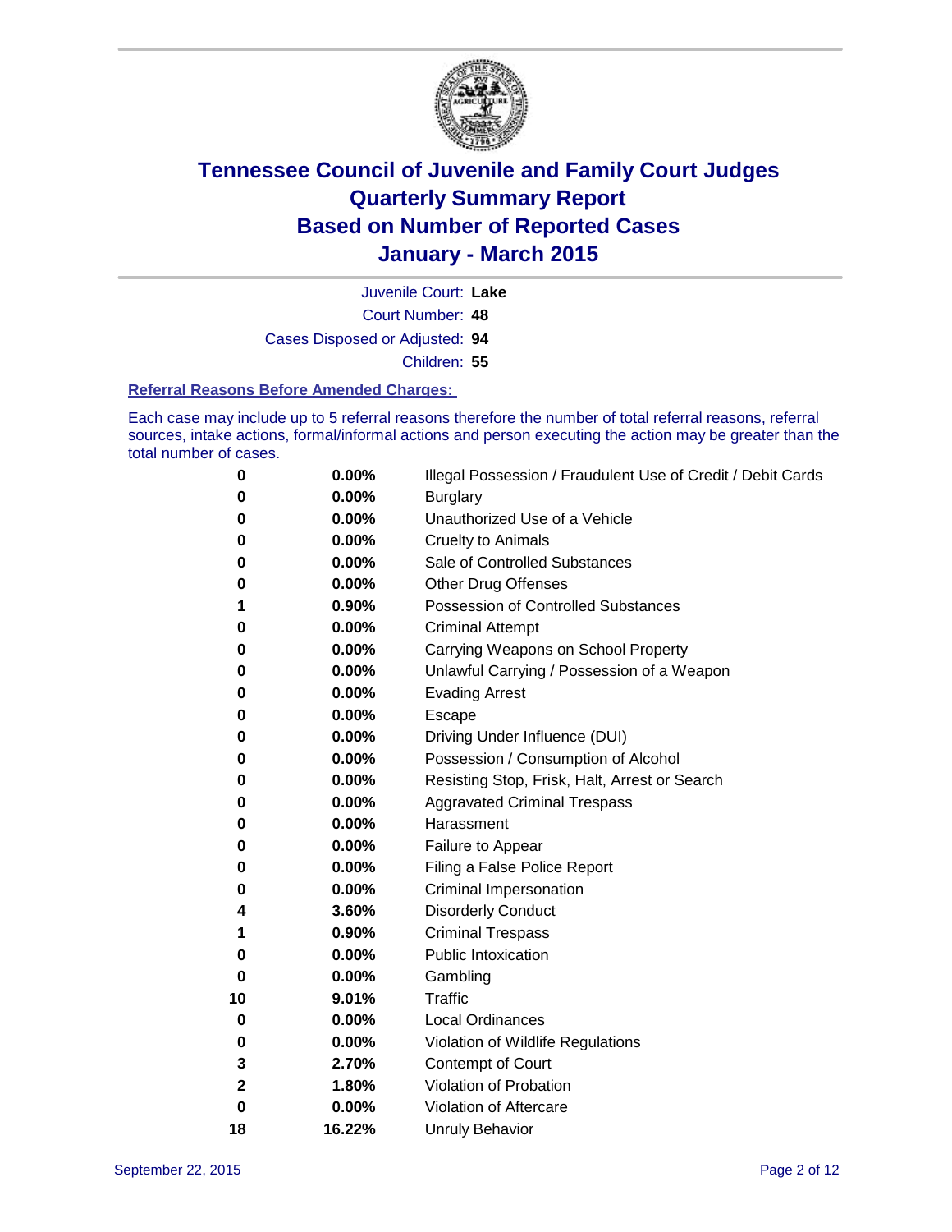# Tennessee Council of Juvenile and Family Court Judges
# Quarterly Summary Report
# Based on Number of Reported Cases
# January - March 2015

Juvenile Court: **Lake**

Court Number: **48**

Cases Disposed or Adjusted: **94**

Children: **55**

### Referral Reasons Before Amended Charges:

Each case may include up to 5 referral reasons therefore the number of total referral reasons, referral sources, intake actions, formal/informal actions and person executing the action may be greater than the total number of cases.

| Count | Percent | Referral Reason |
|---|---|---|
| **0** | **0.00%** | Illegal Possession / Fraudulent Use of Credit / Debit Cards |
| **0** | **0.00%** | Burglary |
| **0** | **0.00%** | Unauthorized Use of a Vehicle |
| **0** | **0.00%** | Cruelty to Animals |
| **0** | **0.00%** | Sale of Controlled Substances |
| **0** | **0.00%** | Other Drug Offenses |
| **1** | **0.90%** | Possession of Controlled Substances |
| **0** | **0.00%** | Criminal Attempt |
| **0** | **0.00%** | Carrying Weapons on School Property |
| **0** | **0.00%** | Unlawful Carrying / Possession of a Weapon |
| **0** | **0.00%** | Evading Arrest |
| **0** | **0.00%** | Escape |
| **0** | **0.00%** | Driving Under Influence (DUI) |
| **0** | **0.00%** | Possession / Consumption of Alcohol |
| **0** | **0.00%** | Resisting Stop, Frisk, Halt, Arrest or Search |
| **0** | **0.00%** | Aggravated Criminal Trespass |
| **0** | **0.00%** | Harassment |
| **0** | **0.00%** | Failure to Appear |
| **0** | **0.00%** | Filing a False Police Report |
| **0** | **0.00%** | Criminal Impersonation |
| **4** | **3.60%** | Disorderly Conduct |
| **1** | **0.90%** | Criminal Trespass |
| **0** | **0.00%** | Public Intoxication |
| **0** | **0.00%** | Gambling |
| **10** | **9.01%** | Traffic |
| **0** | **0.00%** | Local Ordinances |
| **0** | **0.00%** | Violation of Wildlife Regulations |
| **3** | **2.70%** | Contempt of Court |
| **2** | **1.80%** | Violation of Probation |
| **0** | **0.00%** | Violation of Aftercare |
| **18** | **16.22%** | Unruly Behavior |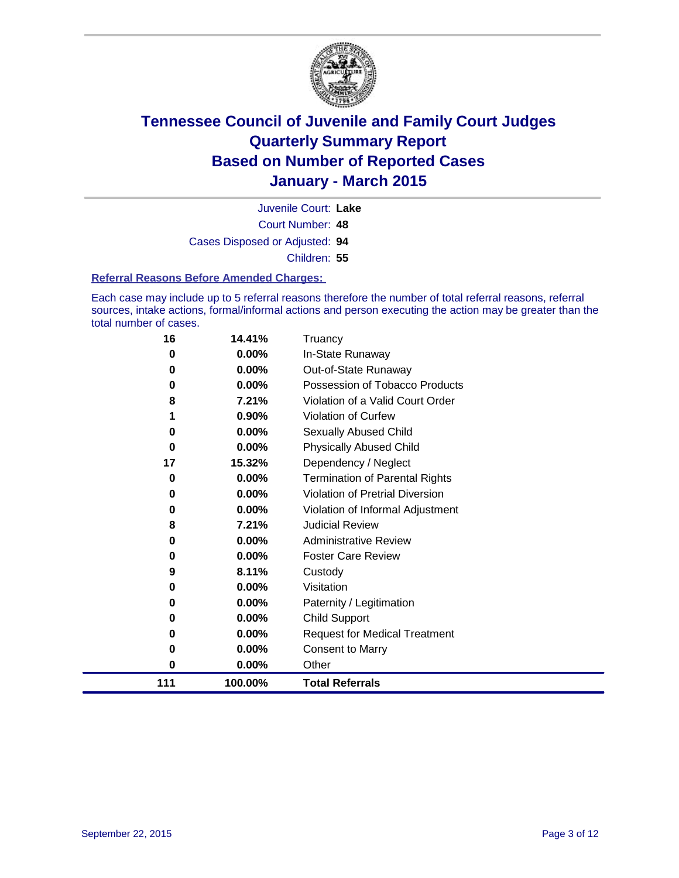# Tennessee Council of Juvenile and Family Court Judges
# Quarterly Summary Report
# Based on Number of Reported Cases
# January - March 2015

Juvenile Court: **Lake**

Court Number: **48**

Cases Disposed or Adjusted: **94**

Children: **55**

**Referral Reasons Before Amended Charges:**

Each case may include up to 5 referral reasons therefore the number of total referral reasons, referral sources, intake actions, formal/informal actions and person executing the action may be greater than the total number of cases.

| Count | Percent | Referral Reason |
|---|---|---|
| 16 | 14.41% | Truancy |
| 0 | 0.00% | In-State Runaway |
| 0 | 0.00% | Out-of-State Runaway |
| 0 | 0.00% | Possession of Tobacco Products |
| 8 | 7.21% | Violation of a Valid Court Order |
| 1 | 0.90% | Violation of Curfew |
| 0 | 0.00% | Sexually Abused Child |
| 0 | 0.00% | Physically Abused Child |
| 17 | 15.32% | Dependency / Neglect |
| 0 | 0.00% | Termination of Parental Rights |
| 0 | 0.00% | Violation of Pretrial Diversion |
| 0 | 0.00% | Violation of Informal Adjustment |
| 8 | 7.21% | Judicial Review |
| 0 | 0.00% | Administrative Review |
| 0 | 0.00% | Foster Care Review |
| 9 | 8.11% | Custody |
| 0 | 0.00% | Visitation |
| 0 | 0.00% | Paternity / Legitimation |
| 0 | 0.00% | Child Support |
| 0 | 0.00% | Request for Medical Treatment |
| 0 | 0.00% | Consent to Marry |
| 0 | 0.00% | Other |
| **111** | **100.00%** | **Total Referrals** |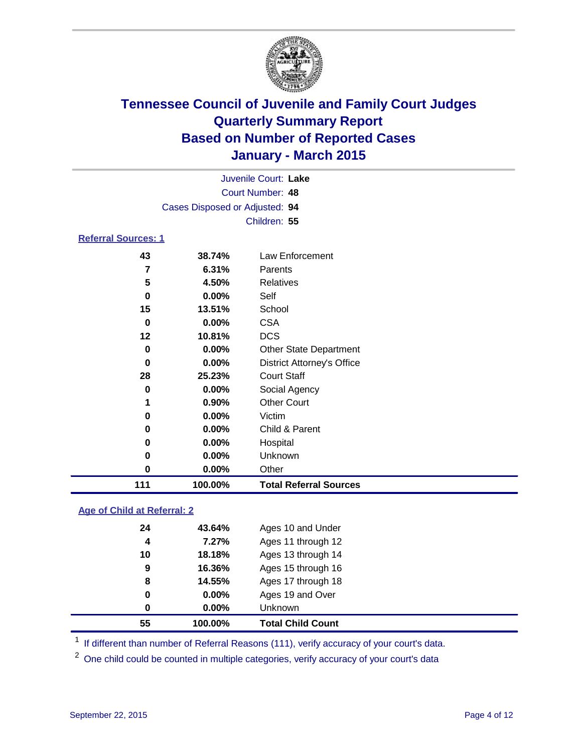# Tennessee Council of Juvenile and Family Court Judges
## Quarterly Summary Report
## Based on Number of Reported Cases
## January - March 2015

Juvenile Court: **Lake**
Court Number: **48**
Cases Disposed or Adjusted: **94**
Children: **55**

### Referral Sources: 1

| Count | Percent | Source |
|---|---|---|
| 43 | 38.74% | Law Enforcement |
| 7 | 6.31% | Parents |
| 5 | 4.50% | Relatives |
| 0 | 0.00% | Self |
| 15 | 13.51% | School |
| 0 | 0.00% | CSA |
| 12 | 10.81% | DCS |
| 0 | 0.00% | Other State Department |
| 0 | 0.00% | District Attorney's Office |
| 28 | 25.23% | Court Staff |
| 0 | 0.00% | Social Agency |
| 1 | 0.90% | Other Court |
| 0 | 0.00% | Victim |
| 0 | 0.00% | Child & Parent |
| 0 | 0.00% | Hospital |
| 0 | 0.00% | Unknown |
| 0 | 0.00% | Other |
| **111** | **100.00%** | **Total Referral Sources** |

### Age of Child at Referral: 2

| Count | Percent | Age |
|---|---|---|
| 24 | 43.64% | Ages 10 and Under |
| 4 | 7.27% | Ages 11 through 12 |
| 10 | 18.18% | Ages 13 through 14 |
| 9 | 16.36% | Ages 15 through 16 |
| 8 | 14.55% | Ages 17 through 18 |
| 0 | 0.00% | Ages 19 and Over |
| 0 | 0.00% | Unknown |
| **55** | **100.00%** | **Total Child Count** |

[1] If different than number of Referral Reasons (111), verify accuracy of your court's data.

[2] One child could be counted in multiple categories, verify accuracy of your court's data

September 22, 2015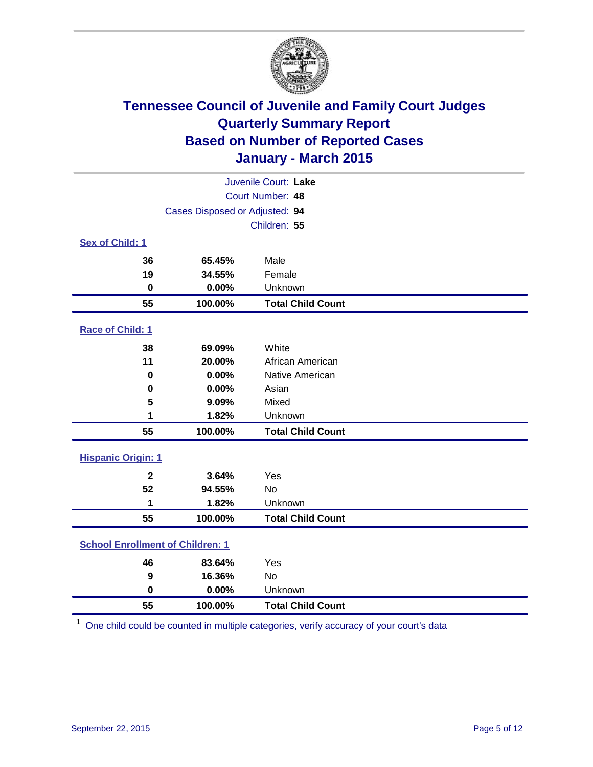# Tennessee Council of Juvenile and Family Court Judges
# Quarterly Summary Report
# Based on Number of Reported Cases
# January - March 2015

Juvenile Court: **Lake**
Court Number: **48**
Cases Disposed or Adjusted: **94**
Children: **55**

**Sex of Child: 1**

| Count | Percent | Category |
|---|---|---|
| 36 | 65.45% | Male |
| 19 | 34.55% | Female |
| 0 | 0.00% | Unknown |
| **55** | **100.00%** | **Total Child Count** |

**Race of Child: 1**

| Count | Percent | Category |
|---|---|---|
| 38 | 69.09% | White |
| 11 | 20.00% | African American |
| 0 | 0.00% | Native American |
| 0 | 0.00% | Asian |
| 5 | 9.09% | Mixed |
| 1 | 1.82% | Unknown |
| **55** | **100.00%** | **Total Child Count** |

**Hispanic Origin: 1**

| Count | Percent | Category |
|---|---|---|
| 2 | 3.64% | Yes |
| 52 | 94.55% | No |
| 1 | 1.82% | Unknown |
| **55** | **100.00%** | **Total Child Count** |

**School Enrollment of Children: 1**

| Count | Percent | Category |
|---|---|---|
| 46 | 83.64% | Yes |
| 9 | 16.36% | No |
| 0 | 0.00% | Unknown |
| **55** | **100.00%** | **Total Child Count** |

[1] One child could be counted in multiple categories, verify accuracy of your court's data

September 22, 2015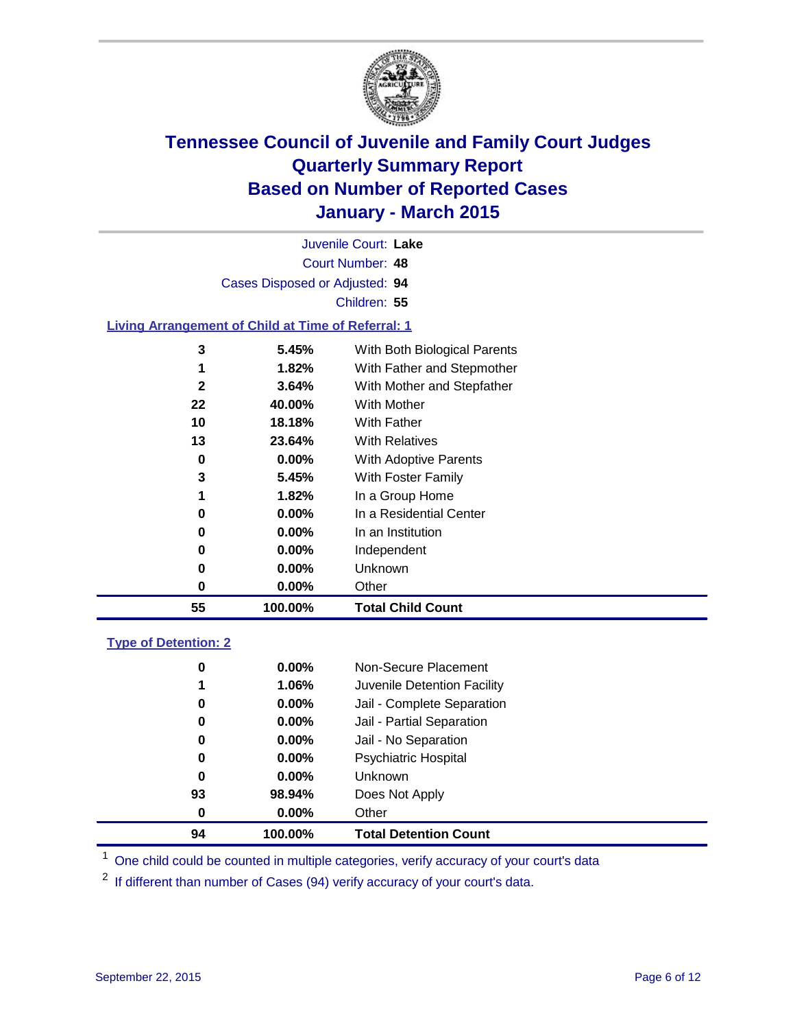# Tennessee Council of Juvenile and Family Court Judges
# Quarterly Summary Report
# Based on Number of Reported Cases
# January - March 2015

Juvenile Court: **Lake**
Court Number: **48**
Cases Disposed or Adjusted: **94**
Children: **55**

### Living Arrangement of Child at Time of Referral: 1

| Count | Percent | Living Arrangement |
|---|---|---|
| 3 | 5.45% | With Both Biological Parents |
| 1 | 1.82% | With Father and Stepmother |
| 2 | 3.64% | With Mother and Stepfather |
| 22 | 40.00% | With Mother |
| 10 | 18.18% | With Father |
| 13 | 23.64% | With Relatives |
| 0 | 0.00% | With Adoptive Parents |
| 3 | 5.45% | With Foster Family |
| 1 | 1.82% | In a Group Home |
| 0 | 0.00% | In a Residential Center |
| 0 | 0.00% | In an Institution |
| 0 | 0.00% | Independent |
| 0 | 0.00% | Unknown |
| 0 | 0.00% | Other |
| **55** | **100.00%** | **Total Child Count** |

### Type of Detention: 2

| Count | Percent | Type of Detention |
|---|---|---|
| 0 | 0.00% | Non-Secure Placement |
| 1 | 1.06% | Juvenile Detention Facility |
| 0 | 0.00% | Jail - Complete Separation |
| 0 | 0.00% | Jail - Partial Separation |
| 0 | 0.00% | Jail - No Separation |
| 0 | 0.00% | Psychiatric Hospital |
| 0 | 0.00% | Unknown |
| 93 | 98.94% | Does Not Apply |
| 0 | 0.00% | Other |
| **94** | **100.00%** | **Total Detention Count** |

[1] One child could be counted in multiple categories, verify accuracy of your court's data

[2] If different than number of Cases (94) verify accuracy of your court's data.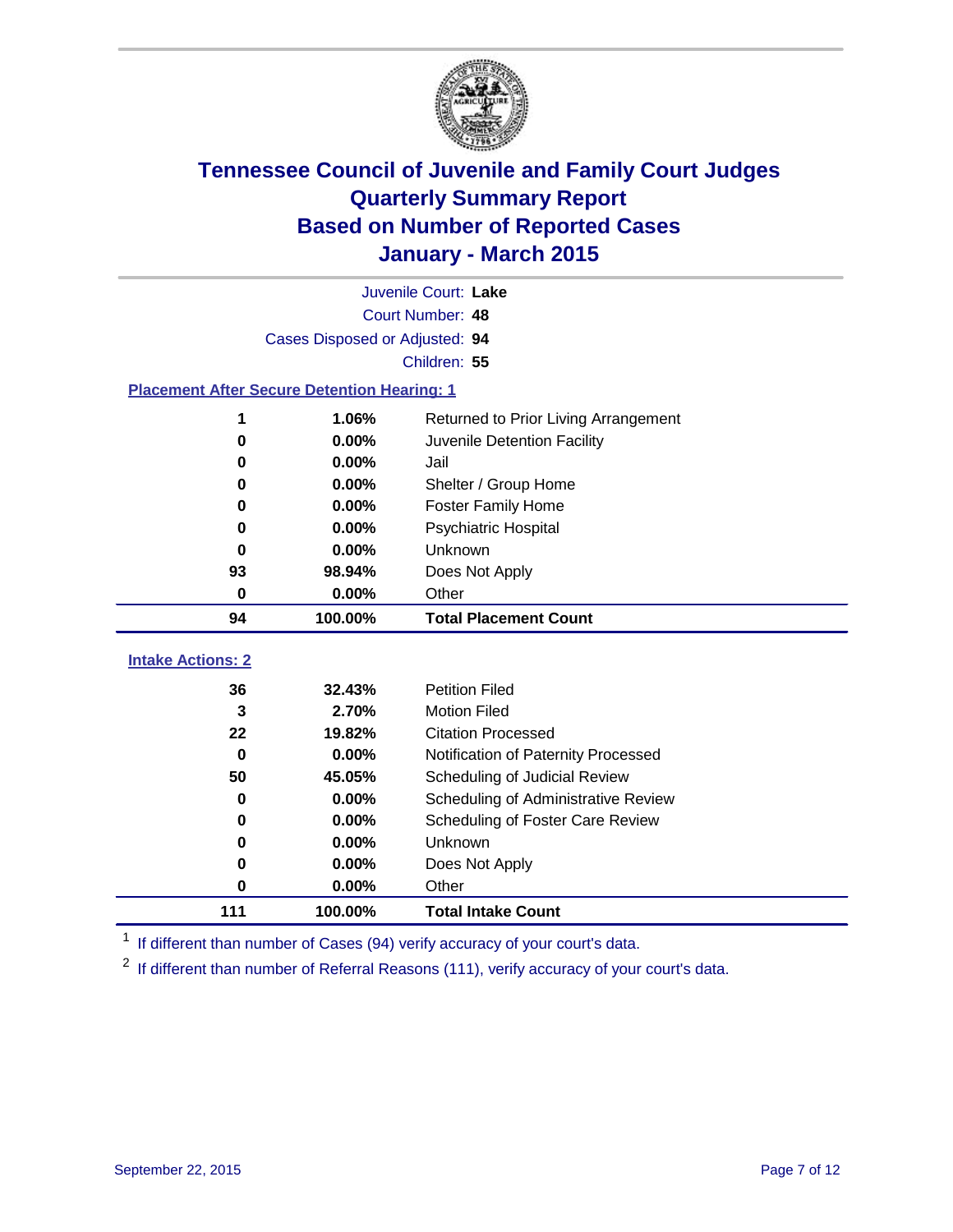# Tennessee Council of Juvenile and Family Court Judges
# Quarterly Summary Report
# Based on Number of Reported Cases
# January - March 2015

Juvenile Court: **Lake**
Court Number: **48**
Cases Disposed or Adjusted: **94**
Children: **55**

## Placement After Secure Detention Hearing: 1

| Count | Percent | Placement |
|---|---|---|
| 1 | 1.06% | Returned to Prior Living Arrangement |
| 0 | 0.00% | Juvenile Detention Facility |
| 0 | 0.00% | Jail |
| 0 | 0.00% | Shelter / Group Home |
| 0 | 0.00% | Foster Family Home |
| 0 | 0.00% | Psychiatric Hospital |
| 0 | 0.00% | Unknown |
| 93 | 98.94% | Does Not Apply |
| 0 | 0.00% | Other |
| **94** | **100.00%** | **Total Placement Count** |

## Intake Actions: 2

| Count | Percent | Intake Action |
|---|---|---|
| 36 | 32.43% | Petition Filed |
| 3 | 2.70% | Motion Filed |
| 22 | 19.82% | Citation Processed |
| 0 | 0.00% | Notification of Paternity Processed |
| 50 | 45.05% | Scheduling of Judicial Review |
| 0 | 0.00% | Scheduling of Administrative Review |
| 0 | 0.00% | Scheduling of Foster Care Review |
| 0 | 0.00% | Unknown |
| 0 | 0.00% | Does Not Apply |
| 0 | 0.00% | Other |
| **111** | **100.00%** | **Total Intake Count** |

[1] If different than number of Cases (94) verify accuracy of your court's data.

[2] If different than number of Referral Reasons (111), verify accuracy of your court's data.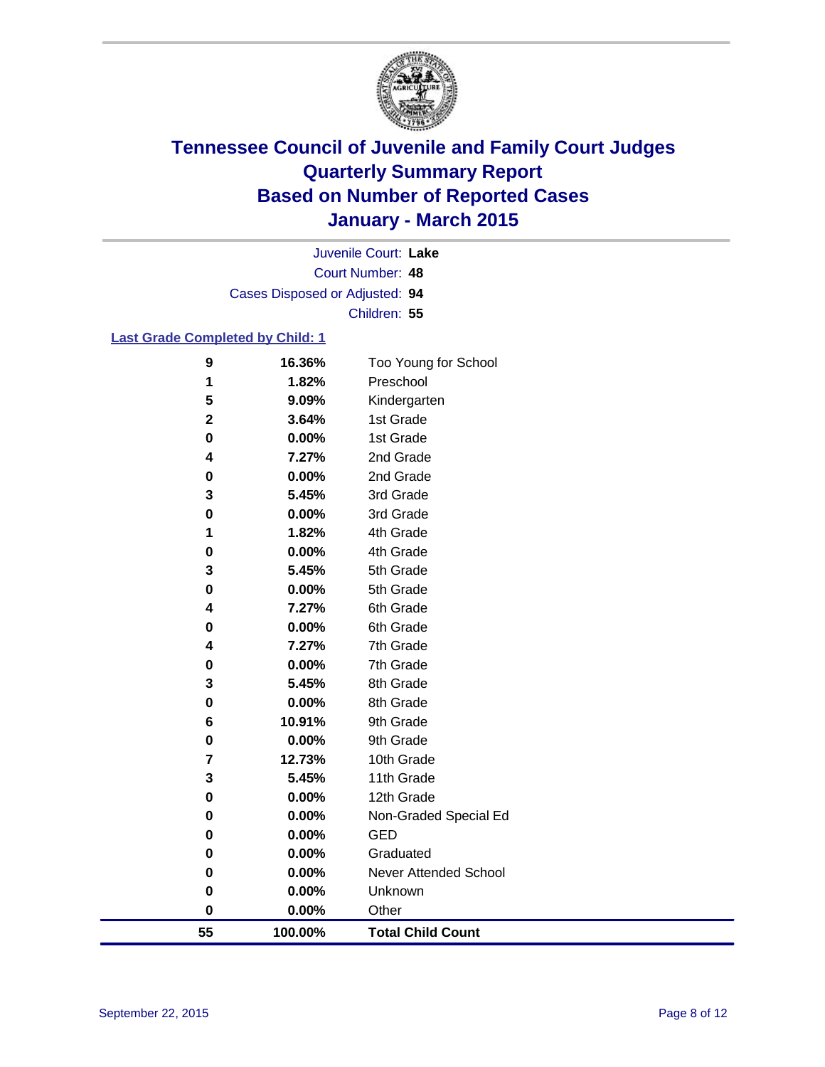# Tennessee Council of Juvenile and Family Court Judges
## Quarterly Summary Report
## Based on Number of Reported Cases
## January - March 2015

Juvenile Court: **Lake**
Court Number: **48**
Cases Disposed or Adjusted: **94**
Children: **55**

### Last Grade Completed by Child: 1

| Count | Percent | Grade |
|---|---|---|
| **9** | **16.36%** | Too Young for School |
| **1** | **1.82%** | Preschool |
| **5** | **9.09%** | Kindergarten |
| **2** | **3.64%** | 1st Grade |
| **0** | **0.00%** | 1st Grade |
| **4** | **7.27%** | 2nd Grade |
| **0** | **0.00%** | 2nd Grade |
| **3** | **5.45%** | 3rd Grade |
| **0** | **0.00%** | 3rd Grade |
| **1** | **1.82%** | 4th Grade |
| **0** | **0.00%** | 4th Grade |
| **3** | **5.45%** | 5th Grade |
| **0** | **0.00%** | 5th Grade |
| **4** | **7.27%** | 6th Grade |
| **0** | **0.00%** | 6th Grade |
| **4** | **7.27%** | 7th Grade |
| **0** | **0.00%** | 7th Grade |
| **3** | **5.45%** | 8th Grade |
| **0** | **0.00%** | 8th Grade |
| **6** | **10.91%** | 9th Grade |
| **0** | **0.00%** | 9th Grade |
| **7** | **12.73%** | 10th Grade |
| **3** | **5.45%** | 11th Grade |
| **0** | **0.00%** | 12th Grade |
| **0** | **0.00%** | Non-Graded Special Ed |
| **0** | **0.00%** | GED |
| **0** | **0.00%** | Graduated |
| **0** | **0.00%** | Never Attended School |
| **0** | **0.00%** | Unknown |
| **0** | **0.00%** | Other |
| **55** | **100.00%** | **Total Child Count** |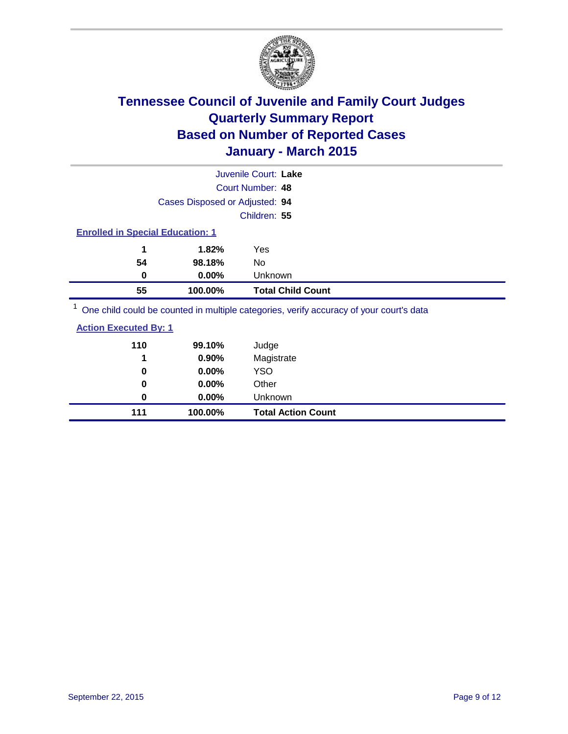# Tennessee Council of Juvenile and Family Court Judges
## Quarterly Summary Report
## Based on Number of Reported Cases
## January - March 2015

Juvenile Court: **Lake**

Court Number: **48**

Cases Disposed or Adjusted: **94**

Children: **55**

### Enrolled in Special Education: 1

| Count | Percent | Category |
|---|---|---|
| 1 | 1.82% | Yes |
| 54 | 98.18% | No |
| 0 | 0.00% | Unknown |
| **55** | **100.00%** | **Total Child Count** |

[1] One child could be counted in multiple categories, verify accuracy of your court's data

### Action Executed By: 1

| Count | Percent | Category |
|---|---|---|
| 110 | 99.10% | Judge |
| 1 | 0.90% | Magistrate |
| 0 | 0.00% | YSO |
| 0 | 0.00% | Other |
| 0 | 0.00% | Unknown |
| **111** | **100.00%** | **Total Action Count** |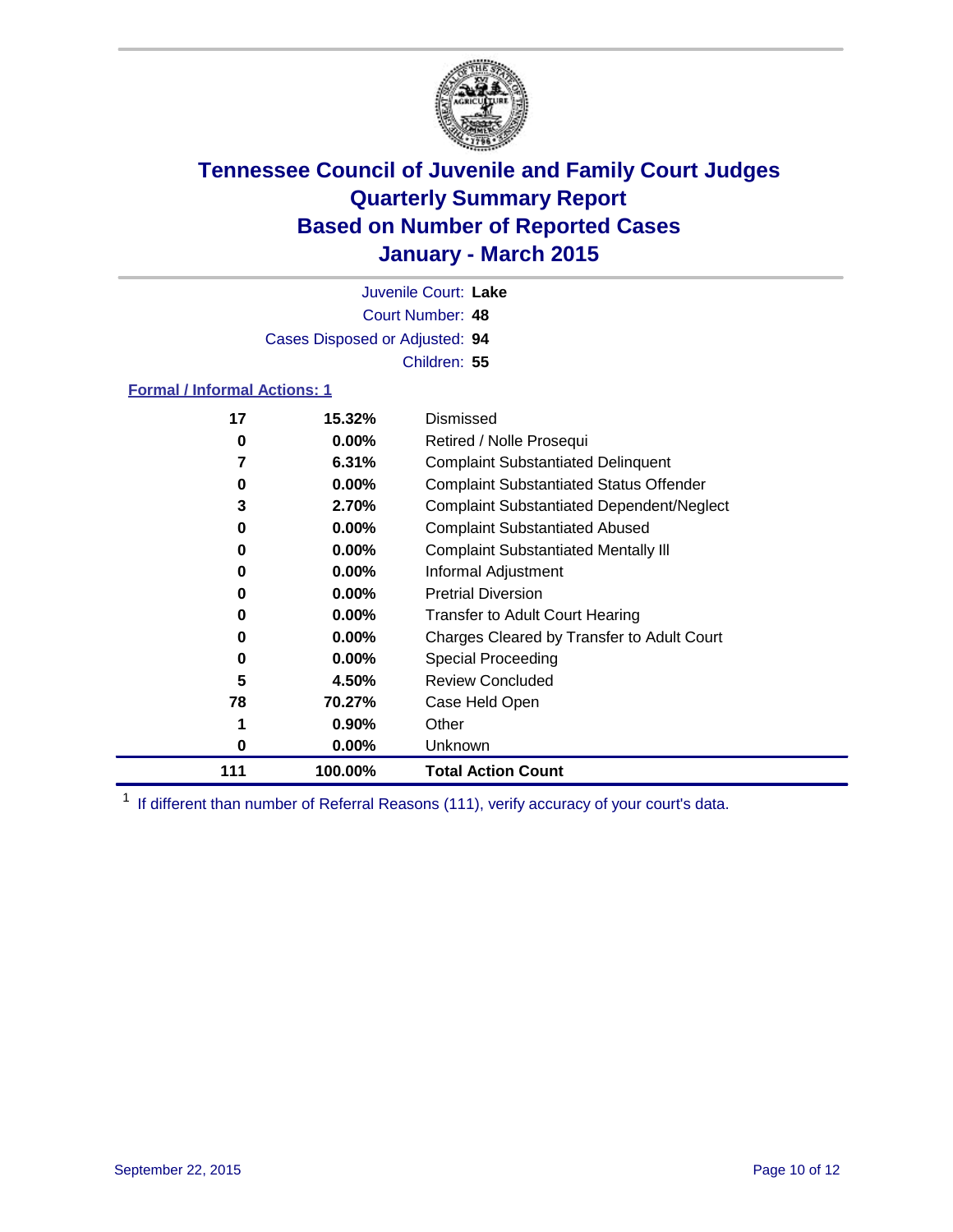# Tennessee Council of Juvenile and Family Court Judges
# Quarterly Summary Report
# Based on Number of Reported Cases
# January - March 2015

Juvenile Court: **Lake**

Court Number: **48**

Cases Disposed or Adjusted: **94**

Children: **55**

**Formal / Informal Actions: 1**

| Count | Percent | Action |
|---|---|---|
| 17 | 15.32% | Dismissed |
| 0 | 0.00% | Retired / Nolle Prosequi |
| 7 | 6.31% | Complaint Substantiated Delinquent |
| 0 | 0.00% | Complaint Substantiated Status Offender |
| 3 | 2.70% | Complaint Substantiated Dependent/Neglect |
| 0 | 0.00% | Complaint Substantiated Abused |
| 0 | 0.00% | Complaint Substantiated Mentally Ill |
| 0 | 0.00% | Informal Adjustment |
| 0 | 0.00% | Pretrial Diversion |
| 0 | 0.00% | Transfer to Adult Court Hearing |
| 0 | 0.00% | Charges Cleared by Transfer to Adult Court |
| 0 | 0.00% | Special Proceeding |
| 5 | 4.50% | Review Concluded |
| 78 | 70.27% | Case Held Open |
| 1 | 0.90% | Other |
| 0 | 0.00% | Unknown |
| **111** | **100.00%** | **Total Action Count** |

[1] If different than number of Referral Reasons (111), verify accuracy of your court's data.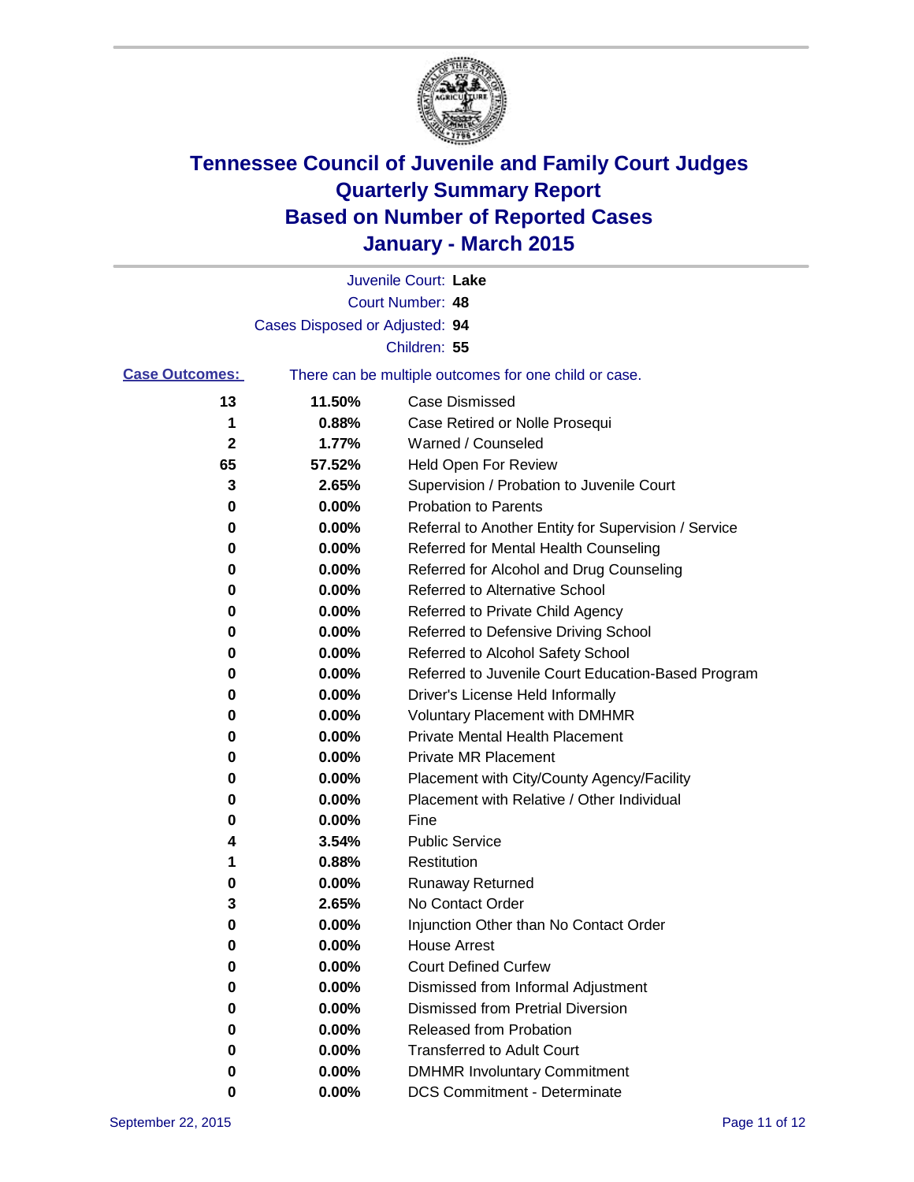# Tennessee Council of Juvenile and Family Court Judges
# Quarterly Summary Report
# Based on Number of Reported Cases
# January - March 2015

Juvenile Court: **Lake**
Court Number: **48**
Cases Disposed or Adjusted: **94**
Children: **55**

**Case Outcomes:** There can be multiple outcomes for one child or case.

| Count | Percent | Outcome |
|---|---|---|
| 13 | 11.50% | Case Dismissed |
| 1 | 0.88% | Case Retired or Nolle Prosequi |
| 2 | 1.77% | Warned / Counseled |
| 65 | 57.52% | Held Open For Review |
| 3 | 2.65% | Supervision / Probation to Juvenile Court |
| 0 | 0.00% | Probation to Parents |
| 0 | 0.00% | Referral to Another Entity for Supervision / Service |
| 0 | 0.00% | Referred for Mental Health Counseling |
| 0 | 0.00% | Referred for Alcohol and Drug Counseling |
| 0 | 0.00% | Referred to Alternative School |
| 0 | 0.00% | Referred to Private Child Agency |
| 0 | 0.00% | Referred to Defensive Driving School |
| 0 | 0.00% | Referred to Alcohol Safety School |
| 0 | 0.00% | Referred to Juvenile Court Education-Based Program |
| 0 | 0.00% | Driver's License Held Informally |
| 0 | 0.00% | Voluntary Placement with DMHMR |
| 0 | 0.00% | Private Mental Health Placement |
| 0 | 0.00% | Private MR Placement |
| 0 | 0.00% | Placement with City/County Agency/Facility |
| 0 | 0.00% | Placement with Relative / Other Individual |
| 0 | 0.00% | Fine |
| 4 | 3.54% | Public Service |
| 1 | 0.88% | Restitution |
| 0 | 0.00% | Runaway Returned |
| 3 | 2.65% | No Contact Order |
| 0 | 0.00% | Injunction Other than No Contact Order |
| 0 | 0.00% | House Arrest |
| 0 | 0.00% | Court Defined Curfew |
| 0 | 0.00% | Dismissed from Informal Adjustment |
| 0 | 0.00% | Dismissed from Pretrial Diversion |
| 0 | 0.00% | Released from Probation |
| 0 | 0.00% | Transferred to Adult Court |
| 0 | 0.00% | DMHMR Involuntary Commitment |
| 0 | 0.00% | DCS Commitment - Determinate |

September 22, 2015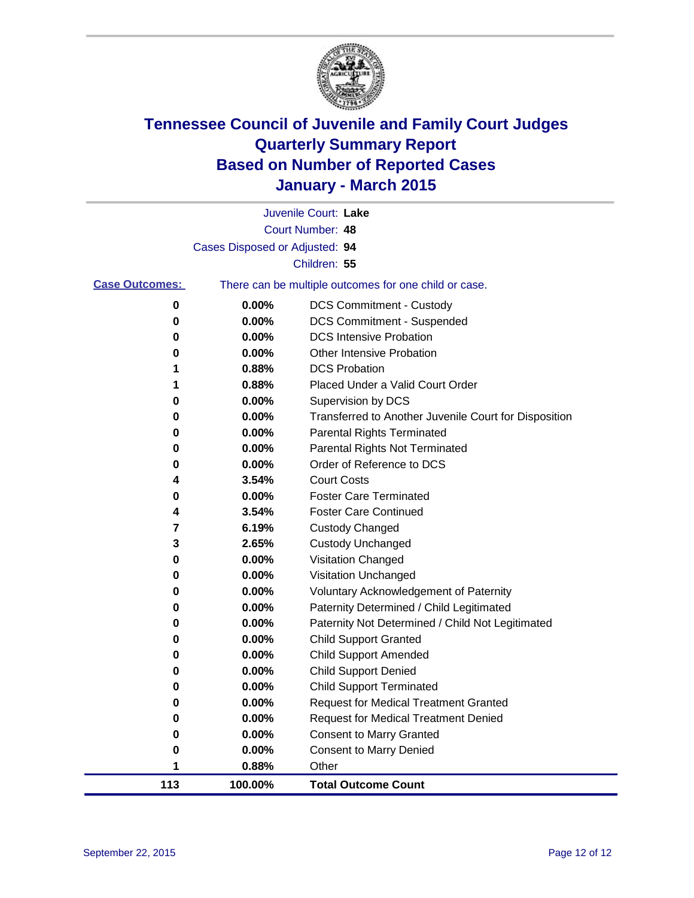# Tennessee Council of Juvenile and Family Court Judges
# Quarterly Summary Report
# Based on Number of Reported Cases
# January - March 2015

Juvenile Court: **Lake**

Court Number: **48**

Cases Disposed or Adjusted: **94**

Children: **55**

**Case Outcomes:** There can be multiple outcomes for one child or case.

| | | |
|---|---|---|
| 0 | 0.00% | DCS Commitment - Custody |
| 0 | 0.00% | DCS Commitment - Suspended |
| 0 | 0.00% | DCS Intensive Probation |
| 0 | 0.00% | Other Intensive Probation |
| 1 | 0.88% | DCS Probation |
| 1 | 0.88% | Placed Under a Valid Court Order |
| 0 | 0.00% | Supervision by DCS |
| 0 | 0.00% | Transferred to Another Juvenile Court for Disposition |
| 0 | 0.00% | Parental Rights Terminated |
| 0 | 0.00% | Parental Rights Not Terminated |
| 0 | 0.00% | Order of Reference to DCS |
| 4 | 3.54% | Court Costs |
| 0 | 0.00% | Foster Care Terminated |
| 4 | 3.54% | Foster Care Continued |
| 7 | 6.19% | Custody Changed |
| 3 | 2.65% | Custody Unchanged |
| 0 | 0.00% | Visitation Changed |
| 0 | 0.00% | Visitation Unchanged |
| 0 | 0.00% | Voluntary Acknowledgement of Paternity |
| 0 | 0.00% | Paternity Determined / Child Legitimated |
| 0 | 0.00% | Paternity Not Determined / Child Not Legitimated |
| 0 | 0.00% | Child Support Granted |
| 0 | 0.00% | Child Support Amended |
| 0 | 0.00% | Child Support Denied |
| 0 | 0.00% | Child Support Terminated |
| 0 | 0.00% | Request for Medical Treatment Granted |
| 0 | 0.00% | Request for Medical Treatment Denied |
| 0 | 0.00% | Consent to Marry Granted |
| 0 | 0.00% | Consent to Marry Denied |
| 1 | 0.88% | Other |
| **113** | **100.00%** | **Total Outcome Count** |